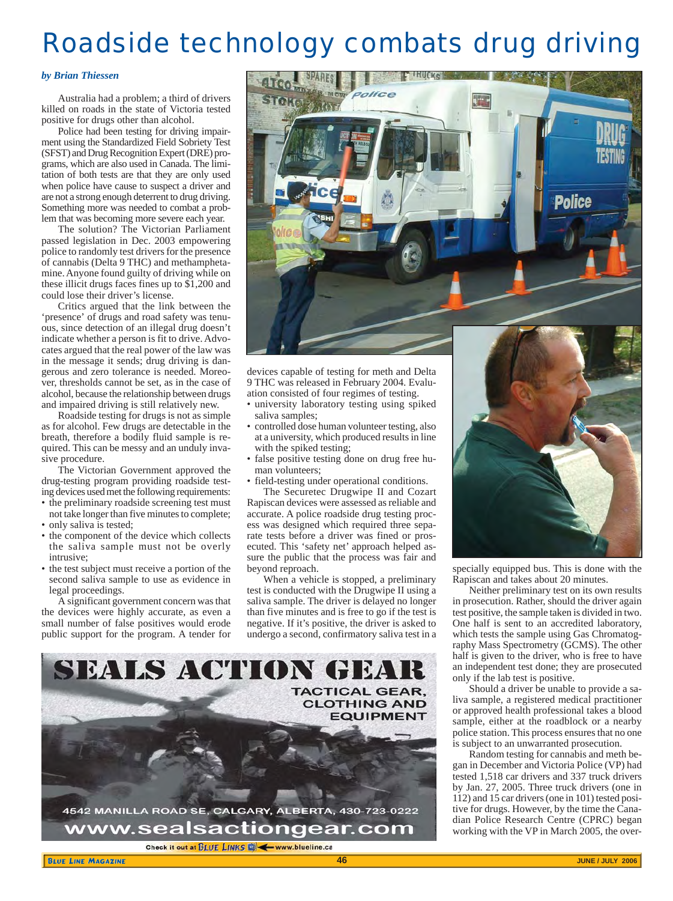# Roadside technology combats drug driving

*by Brian Thiessen*

Australia had a problem; a third of drivers killed on roads in the state of Victoria tested positive for drugs other than alcohol.

Police had been testing for driving impairment using the Standardized Field Sobriety Test (SFST) and Drug Recognition Expert (DRE) programs, which are also used in Canada. The limitation of both tests are that they are only used when police have cause to suspect a driver and are not a strong enough deterrent to drug driving. Something more was needed to combat a problem that was becoming more severe each year.

The solution? The Victorian Parliament passed legislation in Dec. 2003 empowering police to randomly test drivers for the presence of cannabis (Delta 9 THC) and methamphetamine. Anyone found guilty of driving while on these illicit drugs faces fines up to $1,200 and could lose their driver's license.

Critics argued that the link between the 'presence' of drugs and road safety was tenuous, since detection of an illegal drug doesn't indicate whether a person is fit to drive. Advocates argued that the real power of the law was in the message it sends; drug driving is dangerous and zero tolerance is needed. Moreover, thresholds cannot be set, as in the case of alcohol, because the relationship between drugs and impaired driving is still relatively new.

Roadside testing for drugs is not as simple as for alcohol. Few drugs are detectable in the breath, therefore a bodily fluid sample is required. This can be messy and an unduly invasive procedure.

The Victorian Government approved the drug-testing program providing roadside testing devices used met the following requirements:

- the preliminary roadside screening test must not take longer than five minutes to complete;
- only saliva is tested;
- the component of the device which collects the saliva sample must not be overly intrusive;
- the test subject must receive a portion of the second saliva sample to use as evidence in legal proceedings.

A significant government concern was that the devices were highly accurate, as even a small number of false positives would erode public support for the program. A tender for devices capable of testing for meth and Delta 9 THC was released in February 2004. Evaluation consisted of four regimes of testing.

- university laboratory testing using spiked saliva samples;
- controlled dose human volunteer testing, also at a university, which produced results in line with the spiked testing;
- false positive testing done on drug free human volunteers;
- field-testing under operational conditions.

The Securetec Drugwipe II and Cozart Rapiscan devices were assessed as reliable and accurate. A police roadside drug testing process was designed which required three separate tests before a driver was fined or prosecuted. This 'safety net' approach helped assure the public that the process was fair and beyond reproach.

When a vehicle is stopped, a preliminary test is conducted with the Drugwipe II using a saliva sample. The driver is delayed no longer than five minutes and is free to go if the test is negative. If it's positive, the driver is asked to undergo a second, confirmatory saliva test in a specially equipped bus. This is done with the Rapiscan and takes about 20 minutes.

Neither preliminary test on its own results in prosecution. Rather, should the driver again test positive, the sample taken is divided in two. One half is sent to an accredited laboratory, which tests the sample using Gas Chromatography Mass Spectrometry (GCMS). The other half is given to the driver, who is free to have an independent test done; they are prosecuted only if the lab test is positive.

Should a driver be unable to provide a saliva sample, a registered medical practitioner or approved health professional takes a blood sample, either at the roadblock or a nearby police station. This process ensures that no one is subject to an unwarranted prosecution.

Random testing for cannabis and meth began in December and Victoria Police (VP) had tested 1,518 car drivers and 337 truck drivers by Jan. 27, 2005. Three truck drivers (one in 112) and 15 car drivers (one in 101) tested positive for drugs. However, by the time the Canadian Police Research Centre (CPRC) began working with the VP in March 2005, the over-

SEALS ACTION GEAR
TACTICAL GEAR, CLOTHING AND EQUIPMENT
4542 MANILLA ROAD SE, CALGARY, ALBERTA, 430-723-0222
www.sealsactiongear.com
Check it out at BLUE LINKS ← www.blueline.ca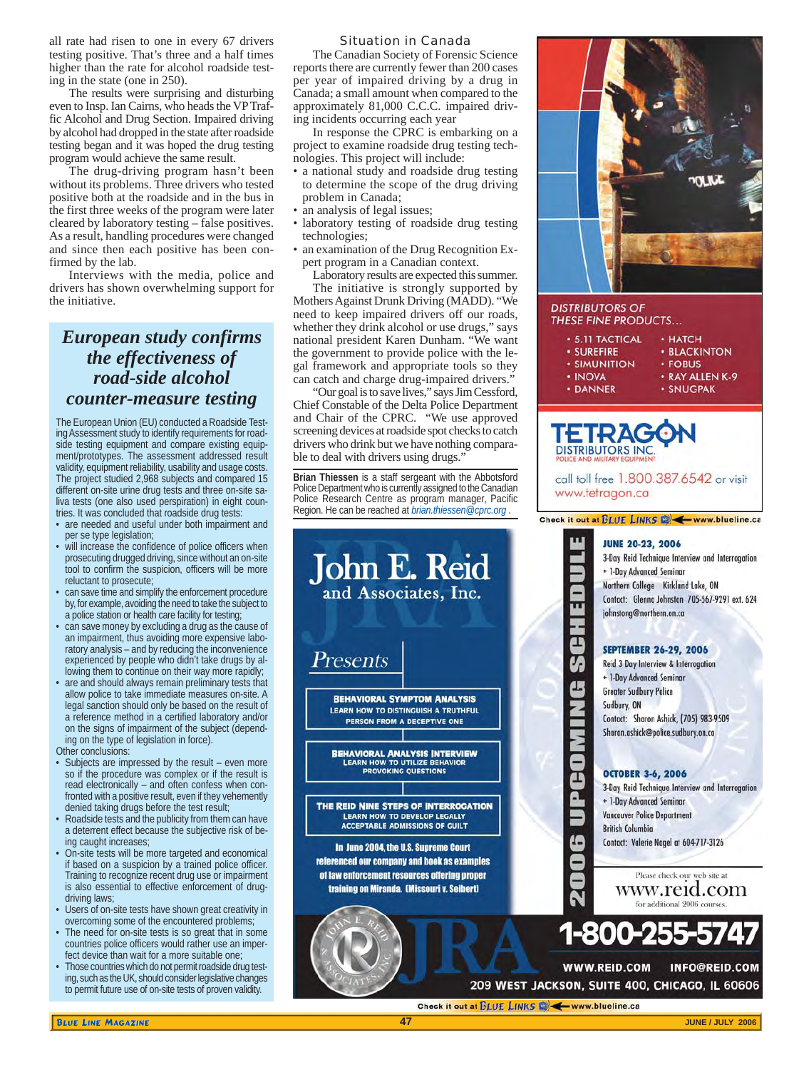all rate had risen to one in every 67 drivers testing positive. That's three and a half times higher than the rate for alcohol roadside testing in the state (one in 250).

The results were surprising and disturbing even to Insp. Ian Cairns, who heads the VP Traffic Alcohol and Drug Section. Impaired driving by alcohol had dropped in the state after roadside testing began and it was hoped the drug testing program would achieve the same result.

The drug-driving program hasn't been without its problems. Three drivers who tested positive both at the roadside and in the bus in the first three weeks of the program were later cleared by laboratory testing – false positives. As a result, handling procedures were changed and since then each positive has been confirmed by the lab.

Interviews with the media, police and drivers has shown overwhelming support for the initiative.

## *European study confirms the effectiveness of road-side alcohol counter-measure testing*

The European Union (EU) conducted a Roadside Testing Assessment study to identify requirements for roadside testing equipment and compare existing equipment/prototypes. The assessment addressed result validity, equipment reliability, usability and usage costs. The project studied 2,968 subjects and compared 15 different on-site urine drug tests and three on-site saliva tests (one also used perspiration) in eight countries. It was concluded that roadside drug tests:

- are needed and useful under both impairment and per se type legislation;
- will increase the confidence of police officers when prosecuting drugged driving, since without an on-site tool to confirm the suspicion, officers will be more reluctant to prosecute;
- can save time and simplify the enforcement procedure by, for example, avoiding the need to take the subject to a police station or health care facility for testing;
- can save money by excluding a drug as the cause of an impairment, thus avoiding more expensive laboratory analysis – and by reducing the inconvenience experienced by people who didn't take drugs by allowing them to continue on their way more rapidly;
- are and should always remain preliminary tests that allow police to take immediate measures on-site. A legal sanction should only be based on the result of a reference method in a certified laboratory and/or on the signs of impairment of the subject (depending on the type of legislation in force).

Other conclusions:

- Subjects are impressed by the result – even more so if the procedure was complex or if the result is read electronically – and often confess when confronted with a positive result, even if they vehemently denied taking drugs before the test result;
- Roadside tests and the publicity from them can have a deterrent effect because the subjective risk of being caught increases;
- On-site tests will be more targeted and economical if based on a suspicion by a trained police officer. Training to recognize recent drug use or impairment is also essential to effective enforcement of drug-driving laws;
- Users of on-site tests have shown great creativity in overcoming some of the encountered problems;
- The need for on-site tests is so great that in some countries police officers would rather use an imperfect device than wait for a more suitable one;
- Those countries which do not permit roadside drug testing, such as the UK, should consider legislative changes to permit future use of on-site tests of proven validity.

### Situation in Canada

The Canadian Society of Forensic Science reports there are currently fewer than 200 cases per year of impaired driving by a drug in Canada; a small amount when compared to the approximately 81,000 C.C.C. impaired driving incidents occurring each year

In response the CPRC is embarking on a project to examine roadside drug testing technologies. This project will include:

- a national study and roadside drug testing to determine the scope of the drug driving problem in Canada;
- an analysis of legal issues;
- laboratory testing of roadside drug testing technologies;
- an examination of the Drug Recognition Expert program in a Canadian context.

Laboratory results are expected this summer.

The initiative is strongly supported by Mothers Against Drunk Driving (MADD). "We need to keep impaired drivers off our roads, whether they drink alcohol or use drugs," says national president Karen Dunham. "We want the government to provide police with the legal framework and appropriate tools so they can catch and charge drug-impaired drivers."

"Our goal is to save lives," says Jim Cessford, Chief Constable of the Delta Police Department and Chair of the CPRC. "We use approved screening devices at roadside spot checks to catch drivers who drink but we have nothing comparable to deal with drivers using drugs."

**Brian Thiessen** is a staff sergeant with the Abbotsford Police Department who is currently assigned to the Canadian Police Research Centre as program manager, Pacific Region. He can be reached at *brian.thiessen@cprc.org* .

DISTRIBUTORS OF THESE FINE PRODUCTS...

- 5.11 TACTICAL
- SUREFIRE
- SIMUNITION
- INOVA
- DANNER
- HATCH
- BLACKINTON
- FOBUS
- RAY ALLEN K-9
- SNUGPAK

TETRAGON DISTRIBUTORS INC.
POLICE AND MILITARY EQUIPMENT

call toll free 1.800.387.6542 or visit www.tetragon.ca

Check it out at BLUE LINKS ← www.blueline.ca

John E. Reid and Associates, Inc.

*Presents*

BEHAVIORAL SYMPTOM ANALYSIS
LEARN HOW TO DISTINGUISH A TRUTHFUL PERSON FROM A DECEPTIVE ONE

BEHAVIORAL ANALYSIS INTERVIEW
LEARN HOW TO UTILIZE BEHAVIOR PROVOKING QUESTIONS

THE REID NINE STEPS OF INTERROGATION
LEARN HOW TO DEVELOP LEGALLY ACCEPTABLE ADMISSIONS OF GUILT

In June 2004, the U.S. Supreme Court referenced our company and book as examples of law enforcement resources offering proper training on Miranda. (Missouri v. Seibert)

2006 UPCOMING SCHEDULE

**JUNE 20-23, 2006**
3-Day Reid Technique Interview and Interrogation
+ 1-Day Advanced Seminar
Northern College Kirkland Lake, ON
Contact: Glenna Johnston 705-567-9291 ext. 624
johnstong@northern.on.ca

**SEPTEMBER 26-29, 2006**
Reid 3 Day Interview & Interrogation
+ 1-Day Advanced Seminar
Greater Sudbury Police
Sudbury, ON
Contact: Sharon Ashick, (705) 983-9509
Sharon.ashick@police.sudbury.on.ca

**OCTOBER 3-6, 2006**
3-Day Reid Technique Interview and Interrogation
+ 1-Day Advanced Seminar
Vancouver Police Department
British Columbia
Contact: Valerie Nagel at 604-717-3126

Please check our web site at www.reid.com for additional 2006 courses.

1-800-255-5747

WWW.REID.COM INFO@REID.COM

209 WEST JACKSON, SUITE 400, CHICAGO, IL 60606

Check it out at BLUE LINKS ← www.blueline.ca